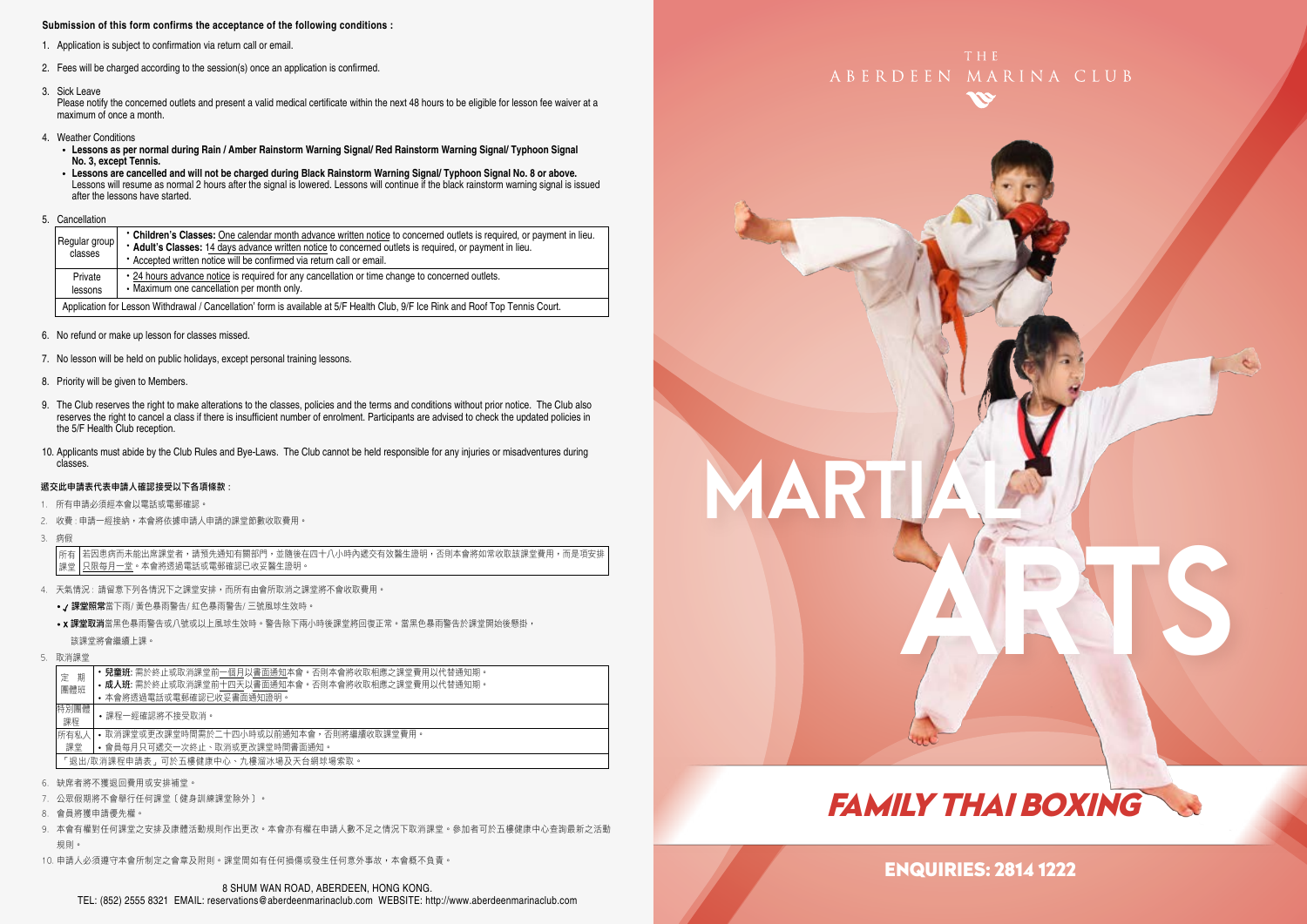**Submission of this form confirms the acceptance of the following conditions :**

1. Application is subject to confirmation via return call or email.
2. Fees will be charged according to the session(s) once an application is confirmed.
3. Sick Leave
   Please notify the concerned outlets and present a valid medical certificate within the next 48 hours to be eligible for lesson fee waiver at a maximum of once a month.
4. Weather Conditions
   - **Lessons as per normal during Rain / Amber Rainstorm Warning Signal/ Red Rainstorm Warning Signal/ Typhoon Signal No. 3, except Tennis.**
   - **Lessons are cancelled and will not be charged during Black Rainstorm Warning Signal/ Typhoon Signal No. 8 or above.** Lessons will resume as normal 2 hours after the signal is lowered. Lessons will continue if the black rainstorm warning signal is issued after the lessons have started.
5. Cancellation

| | |
|---|---|
| Regular group classes | • **Children's Classes:** One calendar month advance written notice to concerned outlets is required, or payment in lieu.<br>• **Adult's Classes:** 14 days advance written notice to concerned outlets is required, or payment in lieu.<br>• Accepted written notice will be confirmed via return call or email. |
| Private lessons | • 24 hours advance notice is required for any cancellation or time change to concerned outlets.<br>• Maximum one cancellation per month only. |
| Application for Lesson Withdrawal / Cancellation' form is available at 5/F Health Club, 9/F Ice Rink and Roof Top Tennis Court. | |

6. No refund or make up lesson for classes missed.
7. No lesson will be held on public holidays, except personal training lessons.
8. Priority will be given to Members.
9. The Club reserves the right to make alterations to the classes, policies and the terms and conditions without prior notice. The Club also reserves the right to cancel a class if there is insufficient number of enrolment. Participants are advised to check the updated policies in the 5/F Health Club reception.
10. Applicants must abide by the Club Rules and Bye-Laws. The Club cannot be held responsible for any injuries or misadventures during classes.

**遞交此申請表代表申請人確認接受以下各項條款：**

1. 所有申請必須經本會以電話或電郵確認。
2. 收費：申請一經接納，本會將依據申請人申請的課堂節數收取費用。
3. 病假

| | |
|---|---|
| 所有課堂 | 若因患病而未能出席課堂者，請預先通知有關部門，並隨後在四十八小時內遞交有效醫生證明，否則本會將如常收取該課堂費用，而是項安排只限每月一堂。本會將透過電話或電郵確認已收妥醫生證明。 |

4. 天氣情況：請留意下列各情況下之課堂安排，而所有由會所取消之課堂將不會收取費用。
   - ✓ **課堂照常**當下雨/ 黃色暴雨警告/ 紅色暴雨警告/ 三號風球生效時。
   - x **課堂取消**當黑色暴雨警告或八號或以上風球生效時。警告除下兩小時後課堂將回復正常。當黑色暴雨警告於課堂開始後懸掛，該課堂將會繼續上課。
5. 取消課堂

| | |
|---|---|
| 定期團體班 | • **兒童班:** 需於終止或取消課堂前一個月以書面通知本會。否則本會將收取相應之課堂費用以代替通知期。<br>• **成人班:** 需於終止或取消課堂前十四天以書面通知本會。否則本會將收取相應之課堂費用以代替通知期。<br>• 本會將透過電話或電郵確認已收妥書面通知證明。 |
| 特別團體課程 | • 課程一經確認將不接受取消。 |
| 所有私人課堂 | • 取消課堂或更改課堂時間需於二十四小時或以前通知本會，否則將繼續收取課堂費用。<br>• 會員每月只可遞交一次終止、取消或更改課堂時間書面通知。 |
| 「退出/取消課程申請表」可於五樓健康中心、九樓溜冰場及天台網球場索取。 | |

6. 缺席者將不獲退回費用或安排補堂。
7. 公眾假期將不會舉行任何課堂〔健身訓練課堂除外〕。
8. 會員將獲申請優先權。
9. 本會有權對任何課堂之安排及康體活動規則作出更改。本會亦有權在申請人數不足之情況下取消課堂。參加者可於五樓健康中心查詢最新之活動規則。
10. 申請人必須遵守本會所制定之會章及附則。課堂間如有任何損傷或發生任何意外事故，本會概不負責。

8 SHUM WAN ROAD, ABERDEEN, HONG KONG.
TEL: (852) 2555 8321 EMAIL: reservations@aberdeenmarinaclub.com WEBSITE: http://www.aberdeenmarinaclub.com

THE ABERDEEN MARINA CLUB

# MARTIAL ARTS

## *FAMILY THAI BOXING*

**ENQUIRIES: 2814 1222**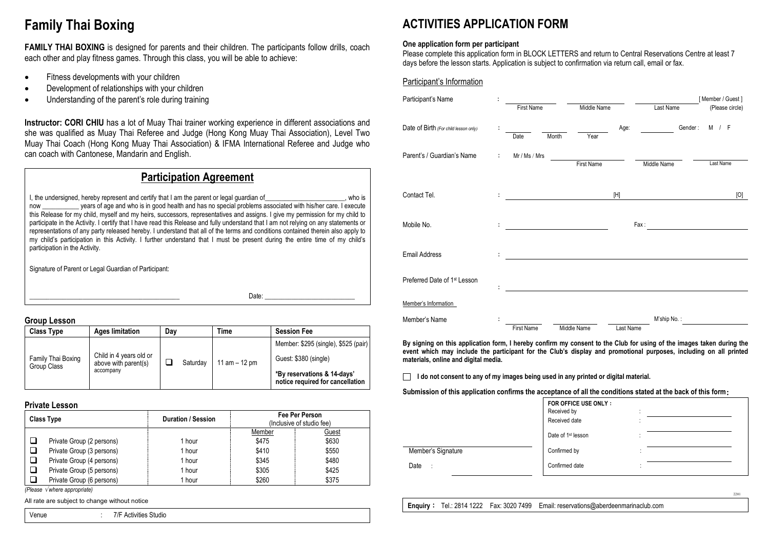# Family Thai Boxing

**FAMILY THAI BOXING** is designed for parents and their children. The participants follow drills, coach each other and play fitness games. Through this class, you will be able to achieve:

- Fitness developments with your children
- Development of relationships with your children
- Understanding of the parent's role during training

**Instructor: CORI CHIU** has a lot of Muay Thai trainer working experience in different associations and she was qualified as Muay Thai Referee and Judge (Hong Kong Muay Thai Association), Level Two Muay Thai Coach (Hong Kong Muay Thai Association) & IFMA International Referee and Judge who can coach with Cantonese, Mandarin and English.

## Participation Agreement

I, the undersigned, hereby represent and certify that I am the parent or legal guardian of________________________, who is now ___________ years of age and who is in good health and has no special problems associated with his/her care. I execute this Release for my child, myself and my heirs, successors, representatives and assigns. I give my permission for my child to participate in the Activity. I certify that I have read this Release and fully understand that I am not relying on any statements or representations of any party released hereby. I understand that all of the terms and conditions contained therein also apply to my child's participation in this Activity. I further understand that I must be present during the entire time of my child's participation in the Activity.

Signature of Parent or Legal Guardian of Participant:

_____________________________________________ Date: ___________________________

### Group Lesson

| Class Type | Ages limitation | Day | Time | Session Fee |
|---|---|---|---|---|
| Family Thai Boxing Group Class | Child in 4 years old or above with parent(s) accompany | ❑ Saturday | 11 am – 12 pm | Member: $295 (single), $525 (pair)<br>Guest: $380 (single)<br>**\*By reservations & 14-days' notice required for cancellation** |

### Private Lesson

| | Class Type | Duration / Session | Fee Per Person (Inclusive of studio fee) | |
|---|---|---|---|---|
| | | | Member | Guest |
| ❑ | Private Group (2 persons) | 1 hour | $475 | $630 |
| ❑ | Private Group (3 persons) | 1 hour | $410 | $550 |
| ❑ | Private Group (4 persons) | 1 hour | $345 | $480 |
| ❑ | Private Group (5 persons) | 1 hour | $305 | $425 |
| ❑ | Private Group (6 persons) | 1 hour | $260 | $375 |

*(Please √where appropriate)*

All rate are subject to change without notice

Venue : 7/F Activities Studio

# ACTIVITIES APPLICATION FORM

**One application form per participant**

Please complete this application form in BLOCK LETTERS and return to Central Reservations Centre at least 7 days before the lesson starts. Application is subject to confirmation via return call, email or fax.

Participant's Information

Participant's Name : ____________ First Name ____________ Middle Name ____________ Last Name [ Member / Guest ] (Please circle)

Date of Birth *(For child lesson only)* : ______ Date ______ Month ______ Year Age: ________ Gender : M / F

Parent's / Guardian's Name : Mr / Ms / Mrs ____________ First Name ____________ Middle Name ____________ Last Name

Contact Tel. : ______________________ [H] ______________________ [O]

Mobile No. : ______________________ Fax : ______________________

Email Address : ____________________________________________

Preferred Date of 1st Lesson : ____________________________________________

Member's Information

Member's Name : ____________ First Name ____________ Middle Name ____________ Last Name M'ship No. : ____________

**By signing on this application form, I hereby confirm my consent to the Club for using of the images taken during the event which may include the participant for the Club's display and promotional purposes, including on all printed materials, online and digital media.**

❑ **I do not consent to any of my images being used in any printed or digital material.**

**Submission of this application confirms the acceptance of all the conditions stated at the back of this form**:

______________________
Member's Signature

Date : ______________________

**FOR OFFICE USE ONLY :**

Received by : ______________________

Received date : ______________________

Date of 1st lesson : ______________________

Confirmed by : ______________________

Confirmed date : ______________________

2201

**Enquiry**： Tel.: 2814 1222 Fax: 3020 7499 Email: reservations@aberdeenmarinaclub.com